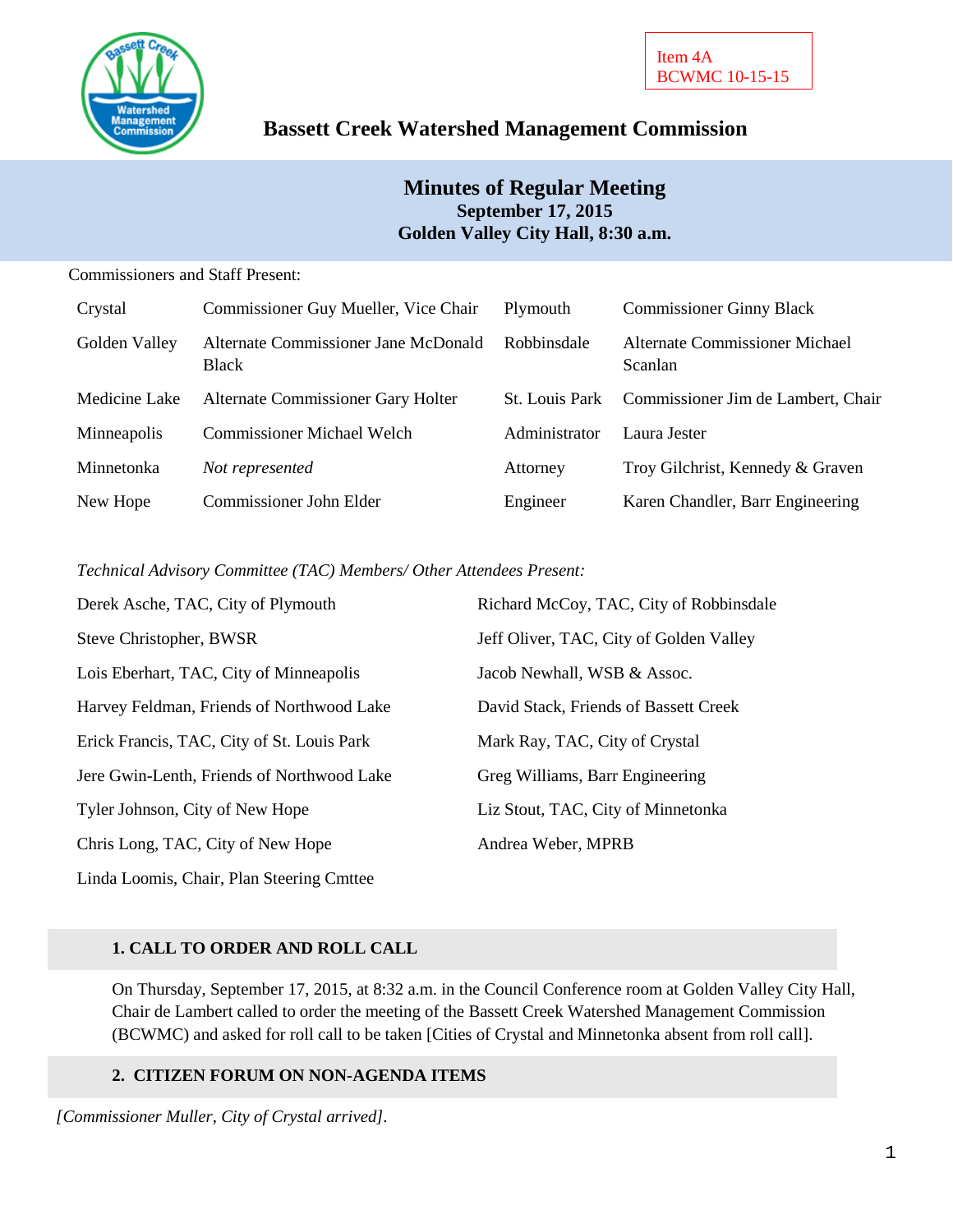Item 4A
BCWMC 10-15-15

# Bassett Creek Watershed Management Commission

## Minutes of Regular Meeting
**September 17, 2015**
**Golden Valley City Hall, 8:30 a.m.**

Commissioners and Staff Present:

| | | | |
|---|---|---|---|
| Crystal | Commissioner Guy Mueller, Vice Chair | Plymouth | Commissioner Ginny Black |
| Golden Valley | Alternate Commissioner Jane McDonald Black | Robbinsdale | Alternate Commissioner Michael Scanlan |
| Medicine Lake | Alternate Commissioner Gary Holter | St. Louis Park | Commissioner Jim de Lambert, Chair |
| Minneapolis | Commissioner Michael Welch | Administrator | Laura Jester |
| Minnetonka | *Not represented* | Attorney | Troy Gilchrist, Kennedy & Graven |
| New Hope | Commissioner John Elder | Engineer | Karen Chandler, Barr Engineering |

*Technical Advisory Committee (TAC) Members/ Other Attendees Present:*

| | |
|---|---|
| Derek Asche, TAC, City of Plymouth | Richard McCoy, TAC, City of Robbinsdale |
| Steve Christopher, BWSR | Jeff Oliver, TAC, City of Golden Valley |
| Lois Eberhart, TAC, City of Minneapolis | Jacob Newhall, WSB & Assoc. |
| Harvey Feldman, Friends of Northwood Lake | David Stack, Friends of Bassett Creek |
| Erick Francis, TAC, City of St. Louis Park | Mark Ray, TAC, City of Crystal |
| Jere Gwin-Lenth, Friends of Northwood Lake | Greg Williams, Barr Engineering |
| Tyler Johnson, City of New Hope | Liz Stout, TAC, City of Minnetonka |
| Chris Long, TAC, City of New Hope | Andrea Weber, MPRB |
| Linda Loomis, Chair, Plan Steering Cmttee | |

### 1. CALL TO ORDER AND ROLL CALL

On Thursday, September 17, 2015, at 8:32 a.m. in the Council Conference room at Golden Valley City Hall, Chair de Lambert called to order the meeting of the Bassett Creek Watershed Management Commission (BCWMC) and asked for roll call to be taken [Cities of Crystal and Minnetonka absent from roll call].

### 2. CITIZEN FORUM ON NON-AGENDA ITEMS

*[Commissioner Muller, City of Crystal arrived].*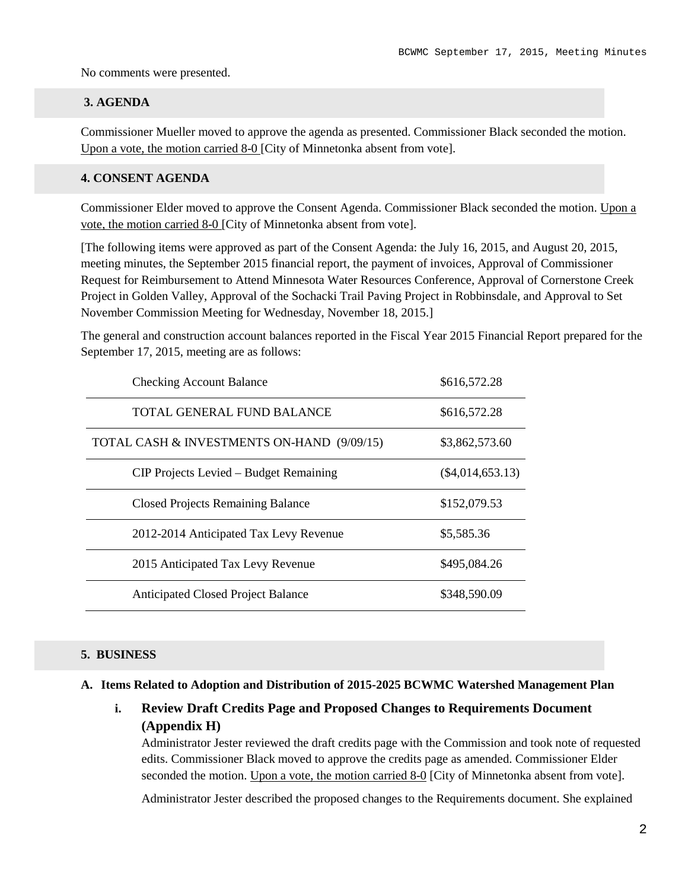No comments were presented.

## 3. AGENDA

Commissioner Mueller moved to approve the agenda as presented. Commissioner Black seconded the motion. Upon a vote, the motion carried 8-0 [City of Minnetonka absent from vote].

## 4. CONSENT AGENDA

Commissioner Elder moved to approve the Consent Agenda. Commissioner Black seconded the motion. Upon a vote, the motion carried 8-0 [City of Minnetonka absent from vote].

[The following items were approved as part of the Consent Agenda: the July 16, 2015, and August 20, 2015, meeting minutes, the September 2015 financial report, the payment of invoices, Approval of Commissioner Request for Reimbursement to Attend Minnesota Water Resources Conference, Approval of Cornerstone Creek Project in Golden Valley, Approval of the Sochacki Trail Paving Project in Robbinsdale, and Approval to Set November Commission Meeting for Wednesday, November 18, 2015.]

The general and construction account balances reported in the Fiscal Year 2015 Financial Report prepared for the September 17, 2015, meeting are as follows:

| | |
|---|---|
| Checking Account Balance | $616,572.28 |
| TOTAL GENERAL FUND BALANCE | $616,572.28 |
| TOTAL CASH & INVESTMENTS ON-HAND (9/09/15) | $3,862,573.60 |
| CIP Projects Levied – Budget Remaining | ($4,014,653.13) |
| Closed Projects Remaining Balance | $152,079.53 |
| 2012-2014 Anticipated Tax Levy Revenue | $5,585.36 |
| 2015 Anticipated Tax Levy Revenue | $495,084.26 |
| Anticipated Closed Project Balance | $348,590.09 |

## 5. BUSINESS

### A. Items Related to Adoption and Distribution of 2015-2025 BCWMC Watershed Management Plan

#### i. Review Draft Credits Page and Proposed Changes to Requirements Document (Appendix H)

Administrator Jester reviewed the draft credits page with the Commission and took note of requested edits. Commissioner Black moved to approve the credits page as amended. Commissioner Elder seconded the motion. Upon a vote, the motion carried 8-0 [City of Minnetonka absent from vote].

Administrator Jester described the proposed changes to the Requirements document. She explained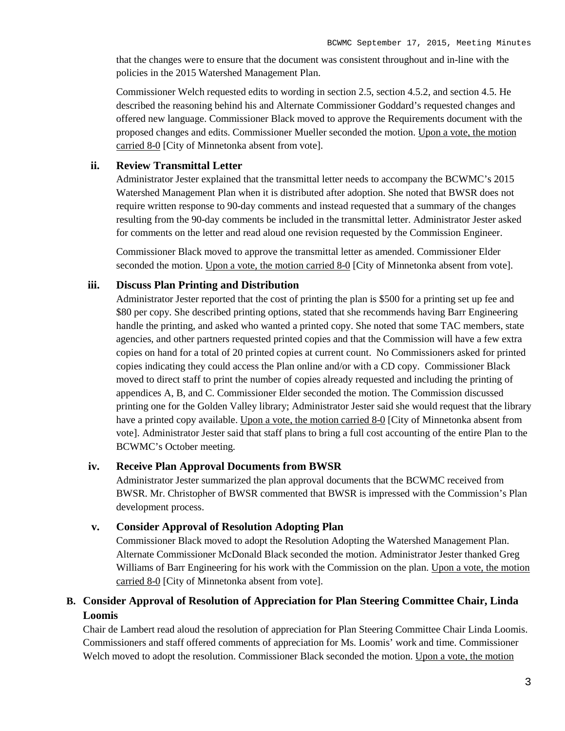that the changes were to ensure that the document was consistent throughout and in-line with the policies in the 2015 Watershed Management Plan.

Commissioner Welch requested edits to wording in section 2.5, section 4.5.2, and section 4.5. He described the reasoning behind his and Alternate Commissioner Goddard's requested changes and offered new language. Commissioner Black moved to approve the Requirements document with the proposed changes and edits. Commissioner Mueller seconded the motion. Upon a vote, the motion carried 8-0 [City of Minnetonka absent from vote].

### ii. Review Transmittal Letter

Administrator Jester explained that the transmittal letter needs to accompany the BCWMC's 2015 Watershed Management Plan when it is distributed after adoption. She noted that BWSR does not require written response to 90-day comments and instead requested that a summary of the changes resulting from the 90-day comments be included in the transmittal letter. Administrator Jester asked for comments on the letter and read aloud one revision requested by the Commission Engineer.

Commissioner Black moved to approve the transmittal letter as amended. Commissioner Elder seconded the motion. Upon a vote, the motion carried 8-0 [City of Minnetonka absent from vote].

### iii. Discuss Plan Printing and Distribution

Administrator Jester reported that the cost of printing the plan is $500 for a printing set up fee and $80 per copy. She described printing options, stated that she recommends having Barr Engineering handle the printing, and asked who wanted a printed copy. She noted that some TAC members, state agencies, and other partners requested printed copies and that the Commission will have a few extra copies on hand for a total of 20 printed copies at current count. No Commissioners asked for printed copies indicating they could access the Plan online and/or with a CD copy. Commissioner Black moved to direct staff to print the number of copies already requested and including the printing of appendices A, B, and C. Commissioner Elder seconded the motion. The Commission discussed printing one for the Golden Valley library; Administrator Jester said she would request that the library have a printed copy available. Upon a vote, the motion carried 8-0 [City of Minnetonka absent from vote]. Administrator Jester said that staff plans to bring a full cost accounting of the entire Plan to the BCWMC's October meeting.

### iv. Receive Plan Approval Documents from BWSR

Administrator Jester summarized the plan approval documents that the BCWMC received from BWSR. Mr. Christopher of BWSR commented that BWSR is impressed with the Commission's Plan development process.

### v. Consider Approval of Resolution Adopting Plan

Commissioner Black moved to adopt the Resolution Adopting the Watershed Management Plan. Alternate Commissioner McDonald Black seconded the motion. Administrator Jester thanked Greg Williams of Barr Engineering for his work with the Commission on the plan. Upon a vote, the motion carried 8-0 [City of Minnetonka absent from vote].

## B. Consider Approval of Resolution of Appreciation for Plan Steering Committee Chair, Linda Loomis

Chair de Lambert read aloud the resolution of appreciation for Plan Steering Committee Chair Linda Loomis. Commissioners and staff offered comments of appreciation for Ms. Loomis' work and time. Commissioner Welch moved to adopt the resolution. Commissioner Black seconded the motion. Upon a vote, the motion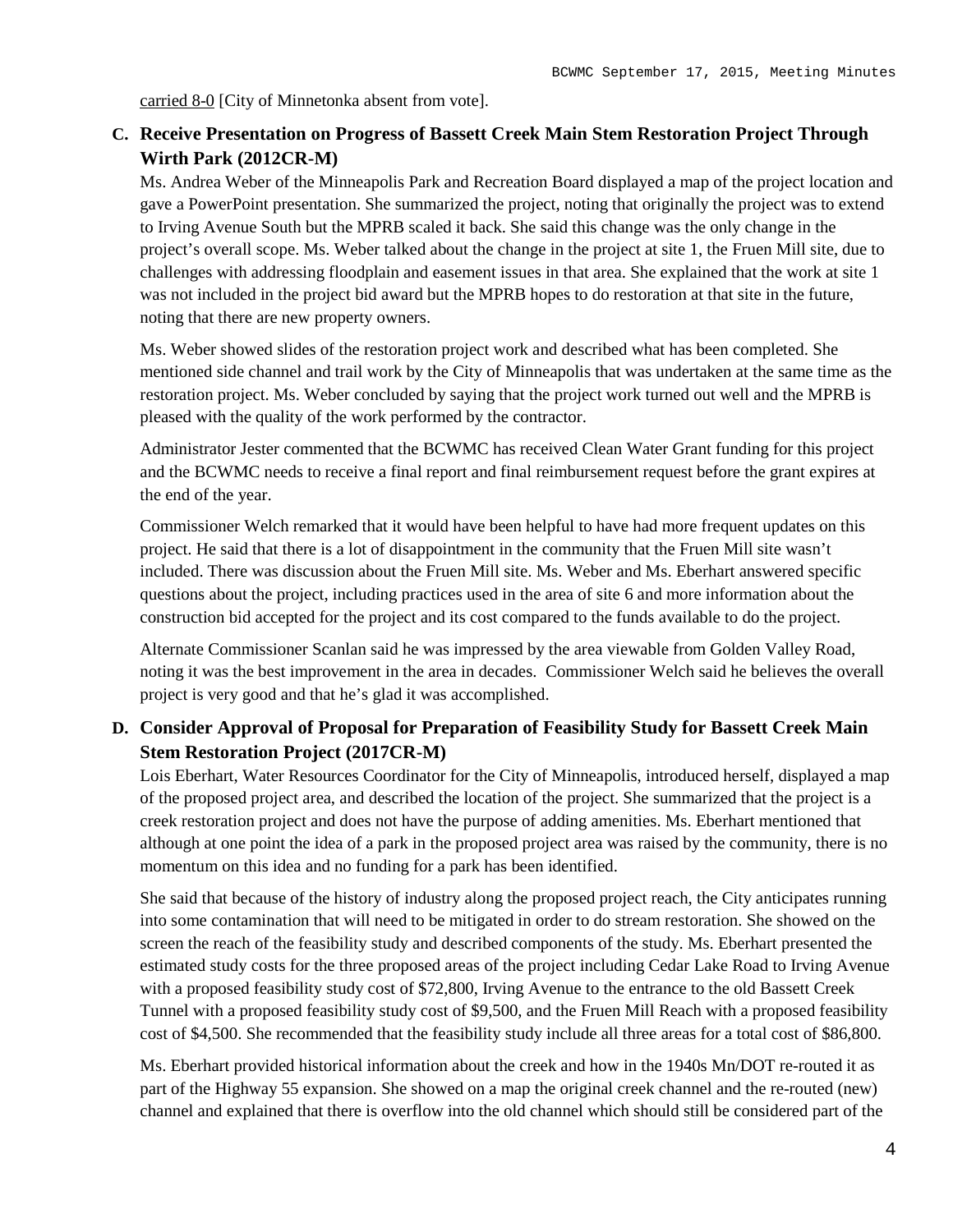carried 8-0 [City of Minnetonka absent from vote].

**C. Receive Presentation on Progress of Bassett Creek Main Stem Restoration Project Through Wirth Park (2012CR-M)**

Ms. Andrea Weber of the Minneapolis Park and Recreation Board displayed a map of the project location and gave a PowerPoint presentation. She summarized the project, noting that originally the project was to extend to Irving Avenue South but the MPRB scaled it back. She said this change was the only change in the project's overall scope. Ms. Weber talked about the change in the project at site 1, the Fruen Mill site, due to challenges with addressing floodplain and easement issues in that area. She explained that the work at site 1 was not included in the project bid award but the MPRB hopes to do restoration at that site in the future, noting that there are new property owners.

Ms. Weber showed slides of the restoration project work and described what has been completed. She mentioned side channel and trail work by the City of Minneapolis that was undertaken at the same time as the restoration project. Ms. Weber concluded by saying that the project work turned out well and the MPRB is pleased with the quality of the work performed by the contractor.

Administrator Jester commented that the BCWMC has received Clean Water Grant funding for this project and the BCWMC needs to receive a final report and final reimbursement request before the grant expires at the end of the year.

Commissioner Welch remarked that it would have been helpful to have had more frequent updates on this project. He said that there is a lot of disappointment in the community that the Fruen Mill site wasn't included. There was discussion about the Fruen Mill site. Ms. Weber and Ms. Eberhart answered specific questions about the project, including practices used in the area of site 6 and more information about the construction bid accepted for the project and its cost compared to the funds available to do the project.

Alternate Commissioner Scanlan said he was impressed by the area viewable from Golden Valley Road, noting it was the best improvement in the area in decades. Commissioner Welch said he believes the overall project is very good and that he's glad it was accomplished.

**D. Consider Approval of Proposal for Preparation of Feasibility Study for Bassett Creek Main Stem Restoration Project (2017CR-M)**

Lois Eberhart, Water Resources Coordinator for the City of Minneapolis, introduced herself, displayed a map of the proposed project area, and described the location of the project. She summarized that the project is a creek restoration project and does not have the purpose of adding amenities. Ms. Eberhart mentioned that although at one point the idea of a park in the proposed project area was raised by the community, there is no momentum on this idea and no funding for a park has been identified.

She said that because of the history of industry along the proposed project reach, the City anticipates running into some contamination that will need to be mitigated in order to do stream restoration. She showed on the screen the reach of the feasibility study and described components of the study. Ms. Eberhart presented the estimated study costs for the three proposed areas of the project including Cedar Lake Road to Irving Avenue with a proposed feasibility study cost of $72,800, Irving Avenue to the entrance to the old Bassett Creek Tunnel with a proposed feasibility study cost of $9,500, and the Fruen Mill Reach with a proposed feasibility cost of $4,500. She recommended that the feasibility study include all three areas for a total cost of $86,800.

Ms. Eberhart provided historical information about the creek and how in the 1940s Mn/DOT re-routed it as part of the Highway 55 expansion. She showed on a map the original creek channel and the re-routed (new) channel and explained that there is overflow into the old channel which should still be considered part of the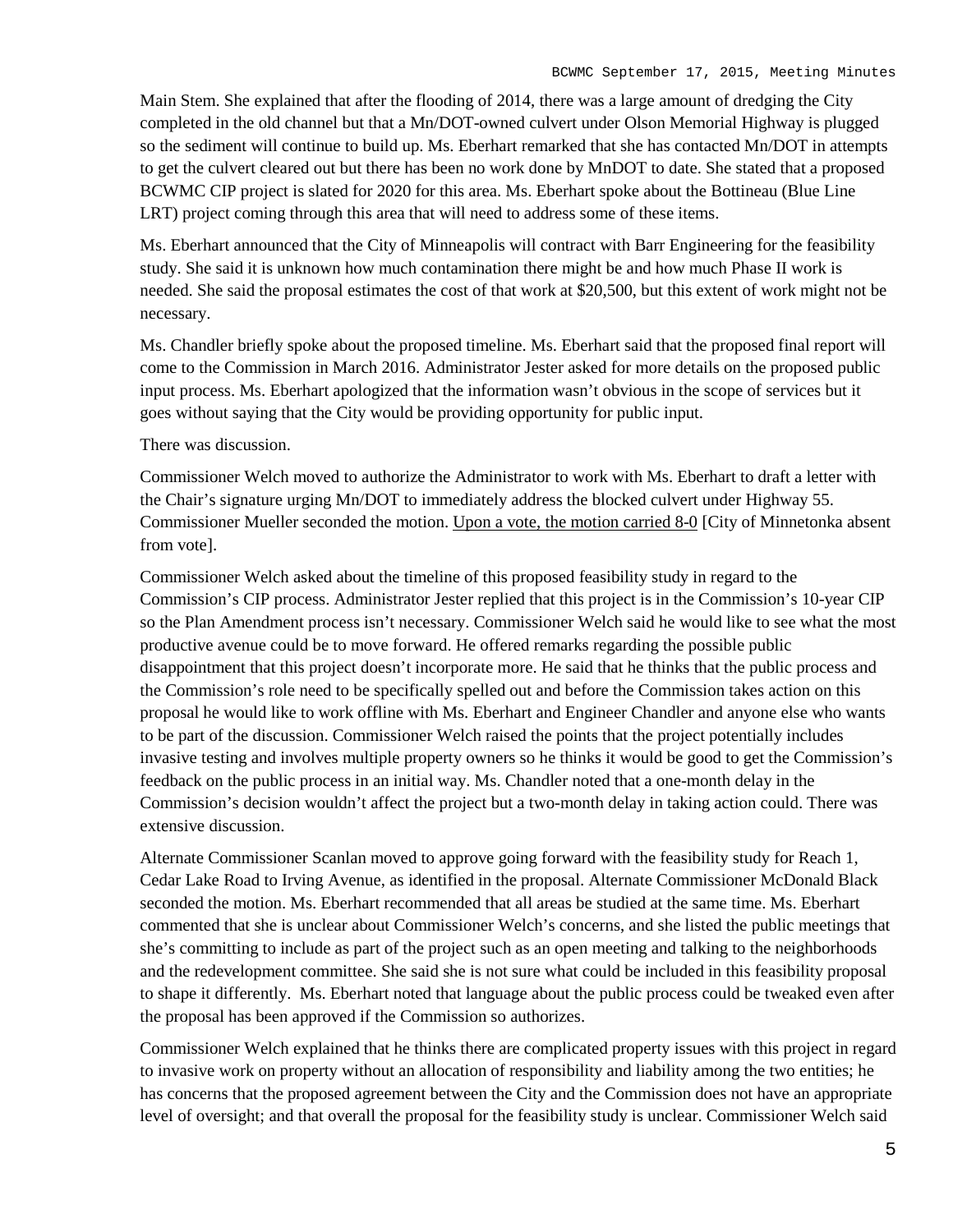Main Stem. She explained that after the flooding of 2014, there was a large amount of dredging the City completed in the old channel but that a Mn/DOT-owned culvert under Olson Memorial Highway is plugged so the sediment will continue to build up. Ms. Eberhart remarked that she has contacted Mn/DOT in attempts to get the culvert cleared out but there has been no work done by MnDOT to date. She stated that a proposed BCWMC CIP project is slated for 2020 for this area. Ms. Eberhart spoke about the Bottineau (Blue Line LRT) project coming through this area that will need to address some of these items.

Ms. Eberhart announced that the City of Minneapolis will contract with Barr Engineering for the feasibility study. She said it is unknown how much contamination there might be and how much Phase II work is needed. She said the proposal estimates the cost of that work at $20,500, but this extent of work might not be necessary.

Ms. Chandler briefly spoke about the proposed timeline. Ms. Eberhart said that the proposed final report will come to the Commission in March 2016. Administrator Jester asked for more details on the proposed public input process. Ms. Eberhart apologized that the information wasn't obvious in the scope of services but it goes without saying that the City would be providing opportunity for public input.

There was discussion.

Commissioner Welch moved to authorize the Administrator to work with Ms. Eberhart to draft a letter with the Chair's signature urging Mn/DOT to immediately address the blocked culvert under Highway 55. Commissioner Mueller seconded the motion. Upon a vote, the motion carried 8-0 [City of Minnetonka absent from vote].

Commissioner Welch asked about the timeline of this proposed feasibility study in regard to the Commission's CIP process. Administrator Jester replied that this project is in the Commission's 10-year CIP so the Plan Amendment process isn't necessary. Commissioner Welch said he would like to see what the most productive avenue could be to move forward. He offered remarks regarding the possible public disappointment that this project doesn't incorporate more. He said that he thinks that the public process and the Commission's role need to be specifically spelled out and before the Commission takes action on this proposal he would like to work offline with Ms. Eberhart and Engineer Chandler and anyone else who wants to be part of the discussion. Commissioner Welch raised the points that the project potentially includes invasive testing and involves multiple property owners so he thinks it would be good to get the Commission's feedback on the public process in an initial way. Ms. Chandler noted that a one-month delay in the Commission's decision wouldn't affect the project but a two-month delay in taking action could. There was extensive discussion.

Alternate Commissioner Scanlan moved to approve going forward with the feasibility study for Reach 1, Cedar Lake Road to Irving Avenue, as identified in the proposal. Alternate Commissioner McDonald Black seconded the motion. Ms. Eberhart recommended that all areas be studied at the same time. Ms. Eberhart commented that she is unclear about Commissioner Welch's concerns, and she listed the public meetings that she's committing to include as part of the project such as an open meeting and talking to the neighborhoods and the redevelopment committee. She said she is not sure what could be included in this feasibility proposal to shape it differently. Ms. Eberhart noted that language about the public process could be tweaked even after the proposal has been approved if the Commission so authorizes.

Commissioner Welch explained that he thinks there are complicated property issues with this project in regard to invasive work on property without an allocation of responsibility and liability among the two entities; he has concerns that the proposed agreement between the City and the Commission does not have an appropriate level of oversight; and that overall the proposal for the feasibility study is unclear. Commissioner Welch said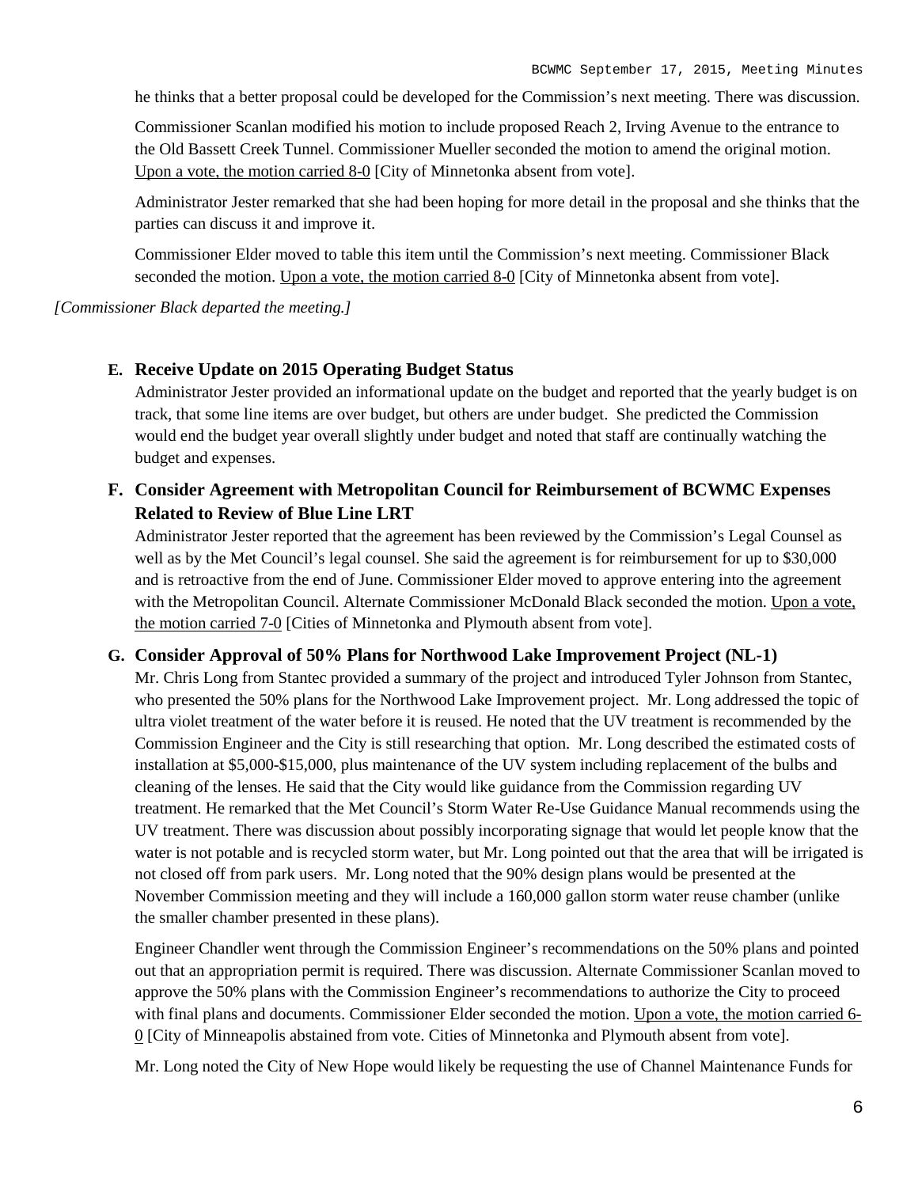he thinks that a better proposal could be developed for the Commission's next meeting. There was discussion.

Commissioner Scanlan modified his motion to include proposed Reach 2, Irving Avenue to the entrance to the Old Bassett Creek Tunnel. Commissioner Mueller seconded the motion to amend the original motion. Upon a vote, the motion carried 8-0 [City of Minnetonka absent from vote].

Administrator Jester remarked that she had been hoping for more detail in the proposal and she thinks that the parties can discuss it and improve it.

Commissioner Elder moved to table this item until the Commission's next meeting. Commissioner Black seconded the motion. Upon a vote, the motion carried 8-0 [City of Minnetonka absent from vote].

*[Commissioner Black departed the meeting.]*

**E. Receive Update on 2015 Operating Budget Status**

Administrator Jester provided an informational update on the budget and reported that the yearly budget is on track, that some line items are over budget, but others are under budget. She predicted the Commission would end the budget year overall slightly under budget and noted that staff are continually watching the budget and expenses.

**F. Consider Agreement with Metropolitan Council for Reimbursement of BCWMC Expenses Related to Review of Blue Line LRT**

Administrator Jester reported that the agreement has been reviewed by the Commission's Legal Counsel as well as by the Met Council's legal counsel. She said the agreement is for reimbursement for up to $30,000 and is retroactive from the end of June. Commissioner Elder moved to approve entering into the agreement with the Metropolitan Council. Alternate Commissioner McDonald Black seconded the motion. Upon a vote, the motion carried 7-0 [Cities of Minnetonka and Plymouth absent from vote].

**G. Consider Approval of 50% Plans for Northwood Lake Improvement Project (NL-1)**

Mr. Chris Long from Stantec provided a summary of the project and introduced Tyler Johnson from Stantec, who presented the 50% plans for the Northwood Lake Improvement project. Mr. Long addressed the topic of ultra violet treatment of the water before it is reused. He noted that the UV treatment is recommended by the Commission Engineer and the City is still researching that option. Mr. Long described the estimated costs of installation at $5,000-$15,000, plus maintenance of the UV system including replacement of the bulbs and cleaning of the lenses. He said that the City would like guidance from the Commission regarding UV treatment. He remarked that the Met Council's Storm Water Re-Use Guidance Manual recommends using the UV treatment. There was discussion about possibly incorporating signage that would let people know that the water is not potable and is recycled storm water, but Mr. Long pointed out that the area that will be irrigated is not closed off from park users. Mr. Long noted that the 90% design plans would be presented at the November Commission meeting and they will include a 160,000 gallon storm water reuse chamber (unlike the smaller chamber presented in these plans).

Engineer Chandler went through the Commission Engineer's recommendations on the 50% plans and pointed out that an appropriation permit is required. There was discussion. Alternate Commissioner Scanlan moved to approve the 50% plans with the Commission Engineer's recommendations to authorize the City to proceed with final plans and documents. Commissioner Elder seconded the motion. Upon a vote, the motion carried 6-0 [City of Minneapolis abstained from vote. Cities of Minnetonka and Plymouth absent from vote].

Mr. Long noted the City of New Hope would likely be requesting the use of Channel Maintenance Funds for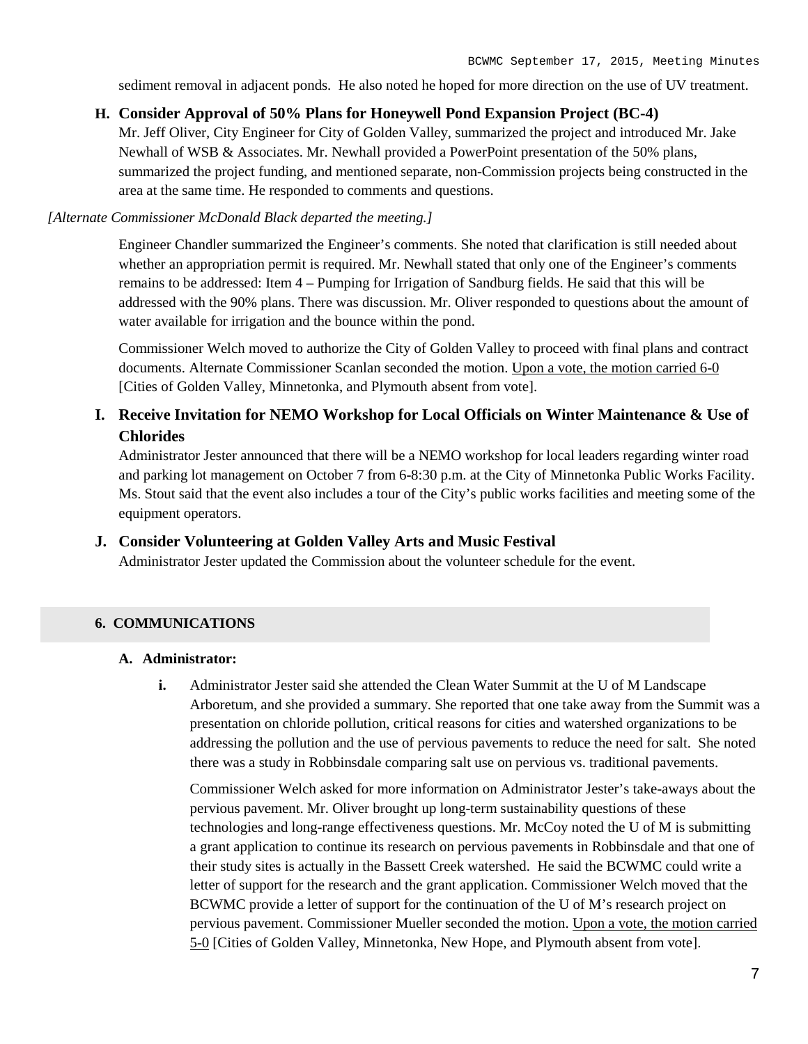sediment removal in adjacent ponds. He also noted he hoped for more direction on the use of UV treatment.

**H. Consider Approval of 50% Plans for Honeywell Pond Expansion Project (BC-4)**

Mr. Jeff Oliver, City Engineer for City of Golden Valley, summarized the project and introduced Mr. Jake Newhall of WSB & Associates. Mr. Newhall provided a PowerPoint presentation of the 50% plans, summarized the project funding, and mentioned separate, non-Commission projects being constructed in the area at the same time. He responded to comments and questions.

*[Alternate Commissioner McDonald Black departed the meeting.]*

Engineer Chandler summarized the Engineer's comments. She noted that clarification is still needed about whether an appropriation permit is required. Mr. Newhall stated that only one of the Engineer's comments remains to be addressed: Item 4 – Pumping for Irrigation of Sandburg fields. He said that this will be addressed with the 90% plans. There was discussion. Mr. Oliver responded to questions about the amount of water available for irrigation and the bounce within the pond.

Commissioner Welch moved to authorize the City of Golden Valley to proceed with final plans and contract documents. Alternate Commissioner Scanlan seconded the motion. <u>Upon a vote, the motion carried 6-0</u> [Cities of Golden Valley, Minnetonka, and Plymouth absent from vote].

**I. Receive Invitation for NEMO Workshop for Local Officials on Winter Maintenance & Use of Chlorides**

Administrator Jester announced that there will be a NEMO workshop for local leaders regarding winter road and parking lot management on October 7 from 6-8:30 p.m. at the City of Minnetonka Public Works Facility. Ms. Stout said that the event also includes a tour of the City's public works facilities and meeting some of the equipment operators.

**J. Consider Volunteering at Golden Valley Arts and Music Festival**

Administrator Jester updated the Commission about the volunteer schedule for the event.

## 6. COMMUNICATIONS

**A. Administrator:**

**i.** Administrator Jester said she attended the Clean Water Summit at the U of M Landscape Arboretum, and she provided a summary. She reported that one take away from the Summit was a presentation on chloride pollution, critical reasons for cities and watershed organizations to be addressing the pollution and the use of pervious pavements to reduce the need for salt. She noted there was a study in Robbinsdale comparing salt use on pervious vs. traditional pavements.

Commissioner Welch asked for more information on Administrator Jester's take-aways about the pervious pavement. Mr. Oliver brought up long-term sustainability questions of these technologies and long-range effectiveness questions. Mr. McCoy noted the U of M is submitting a grant application to continue its research on pervious pavements in Robbinsdale and that one of their study sites is actually in the Bassett Creek watershed. He said the BCWMC could write a letter of support for the research and the grant application. Commissioner Welch moved that the BCWMC provide a letter of support for the continuation of the U of M's research project on pervious pavement. Commissioner Mueller seconded the motion. <u>Upon a vote, the motion carried 5-0</u> [Cities of Golden Valley, Minnetonka, New Hope, and Plymouth absent from vote].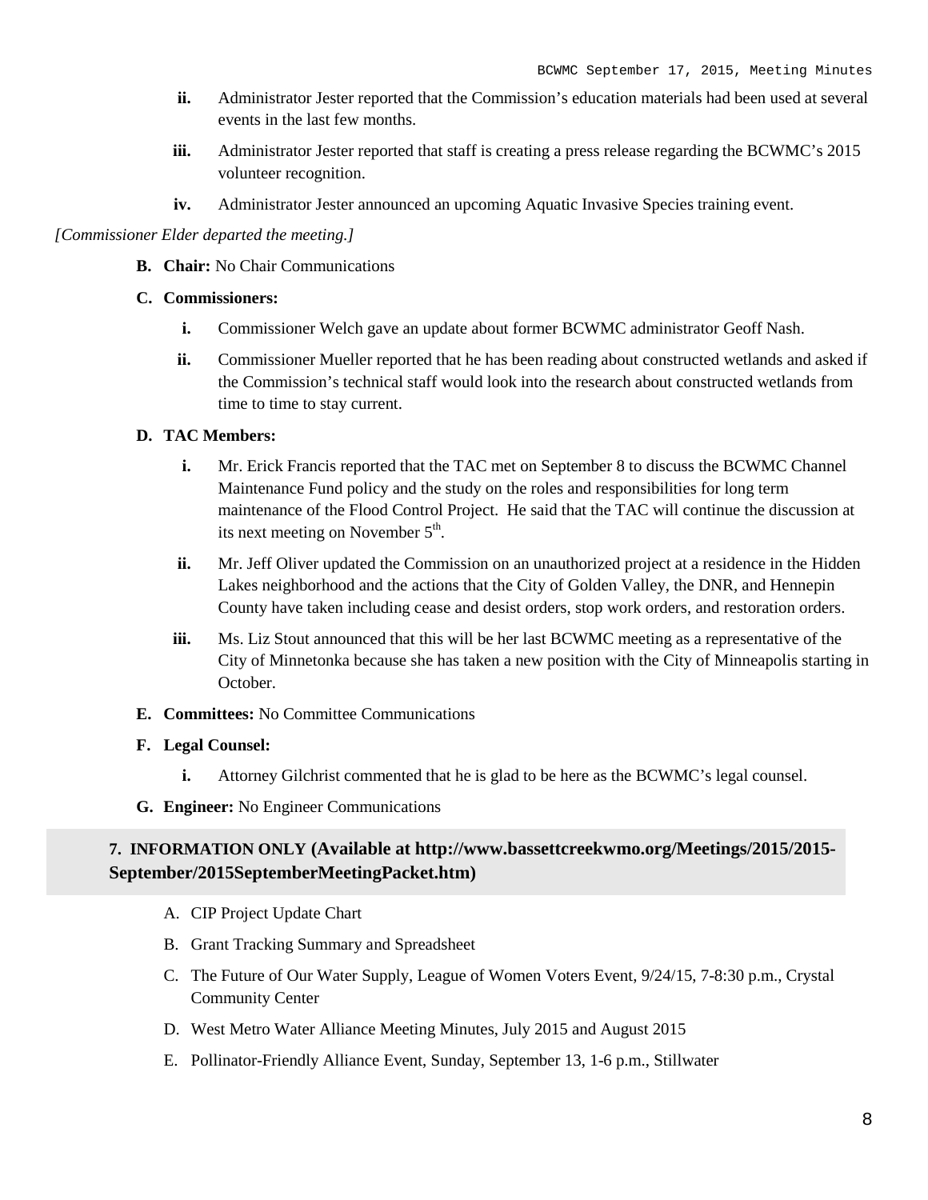ii. Administrator Jester reported that the Commission's education materials had been used at several events in the last few months.

   iii. Administrator Jester reported that staff is creating a press release regarding the BCWMC's 2015 volunteer recognition.

   iv. Administrator Jester announced an upcoming Aquatic Invasive Species training event.

*[Commissioner Elder departed the meeting.]*

**B. Chair:** No Chair Communications

**C. Commissioners:**

   i. Commissioner Welch gave an update about former BCWMC administrator Geoff Nash.

   ii. Commissioner Mueller reported that he has been reading about constructed wetlands and asked if the Commission's technical staff would look into the research about constructed wetlands from time to time to stay current.

**D. TAC Members:**

   i. Mr. Erick Francis reported that the TAC met on September 8 to discuss the BCWMC Channel Maintenance Fund policy and the study on the roles and responsibilities for long term maintenance of the Flood Control Project. He said that the TAC will continue the discussion at its next meeting on November 5th.

   ii. Mr. Jeff Oliver updated the Commission on an unauthorized project at a residence in the Hidden Lakes neighborhood and the actions that the City of Golden Valley, the DNR, and Hennepin County have taken including cease and desist orders, stop work orders, and restoration orders.

   iii. Ms. Liz Stout announced that this will be her last BCWMC meeting as a representative of the City of Minnetonka because she has taken a new position with the City of Minneapolis starting in October.

**E. Committees:** No Committee Communications

**F. Legal Counsel:**

   i. Attorney Gilchrist commented that he is glad to be here as the BCWMC's legal counsel.

**G. Engineer:** No Engineer Communications

## 7. INFORMATION ONLY (Available at http://www.bassettcreekwmo.org/Meetings/2015/2015-September/2015SeptemberMeetingPacket.htm)

A. CIP Project Update Chart

B. Grant Tracking Summary and Spreadsheet

C. The Future of Our Water Supply, League of Women Voters Event, 9/24/15, 7-8:30 p.m., Crystal Community Center

D. West Metro Water Alliance Meeting Minutes, July 2015 and August 2015

E. Pollinator-Friendly Alliance Event, Sunday, September 13, 1-6 p.m., Stillwater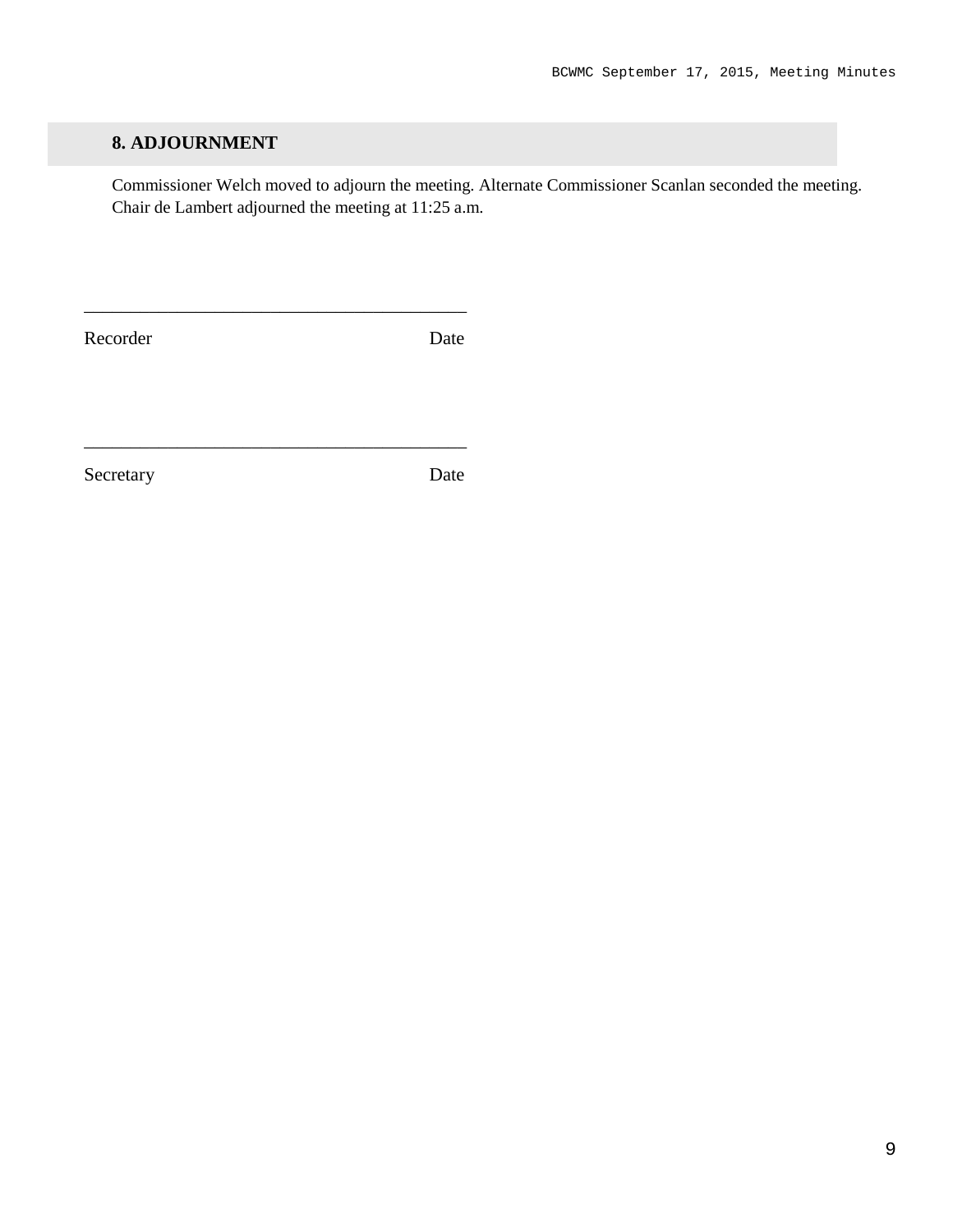## 8. ADJOURNMENT

Commissioner Welch moved to adjourn the meeting. Alternate Commissioner Scanlan seconded the meeting. Chair de Lambert adjourned the meeting at 11:25 a.m.

\_\_\_\_\_\_\_\_\_\_\_\_\_\_\_\_\_\_\_\_\_\_\_\_\_\_\_\_\_\_\_\_\_\_\_\_\_\_\_\_

Recorder Date

\_\_\_\_\_\_\_\_\_\_\_\_\_\_\_\_\_\_\_\_\_\_\_\_\_\_\_\_\_\_\_\_\_\_\_\_\_\_\_\_

Secretary Date